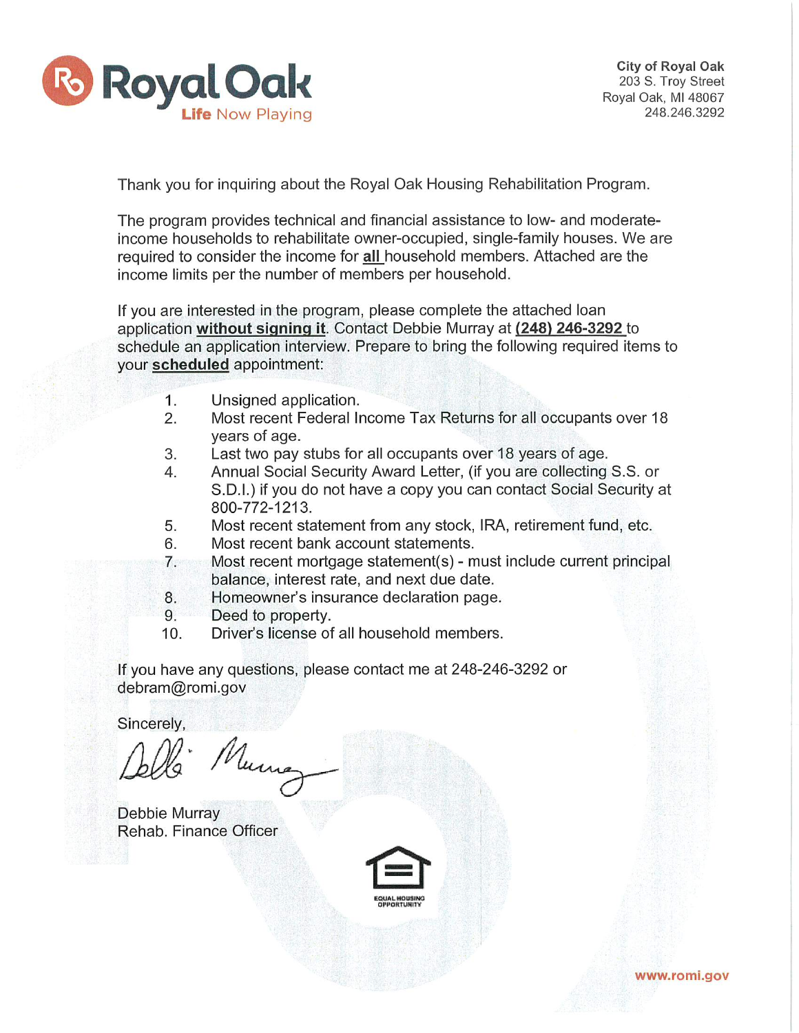**Royal Oak**
Life Now Playing

**City of Royal Oak**
203 S. Troy Street
Royal Oak, MI 48067
248.246.3292

Thank you for inquiring about the Royal Oak Housing Rehabilitation Program.

The program provides technical and financial assistance to low- and moderate-income households to rehabilitate owner-occupied, single-family houses. We are required to consider the income for **all** household members. Attached are the income limits per the number of members per household.

If you are interested in the program, please complete the attached loan application **without signing it**. Contact Debbie Murray at **(248) 246-3292** to schedule an application interview. Prepare to bring the following required items to your **scheduled** appointment:

1. Unsigned application.
2. Most recent Federal Income Tax Returns for all occupants over 18 years of age.
3. Last two pay stubs for all occupants over 18 years of age.
4. Annual Social Security Award Letter, (if you are collecting S.S. or S.D.I.) if you do not have a copy you can contact Social Security at 800-772-1213.
5. Most recent statement from any stock, IRA, retirement fund, etc.
6. Most recent bank account statements.
7. Most recent mortgage statement(s) - must include current principal balance, interest rate, and next due date.
8. Homeowner's insurance declaration page.
9. Deed to property.
10. Driver's license of all household members.

If you have any questions, please contact me at 248-246-3292 or debram@romi.gov

Sincerely,

Debbie Murray
Rehab. Finance Officer

EQUAL HOUSING OPPORTUNITY

www.romi.gov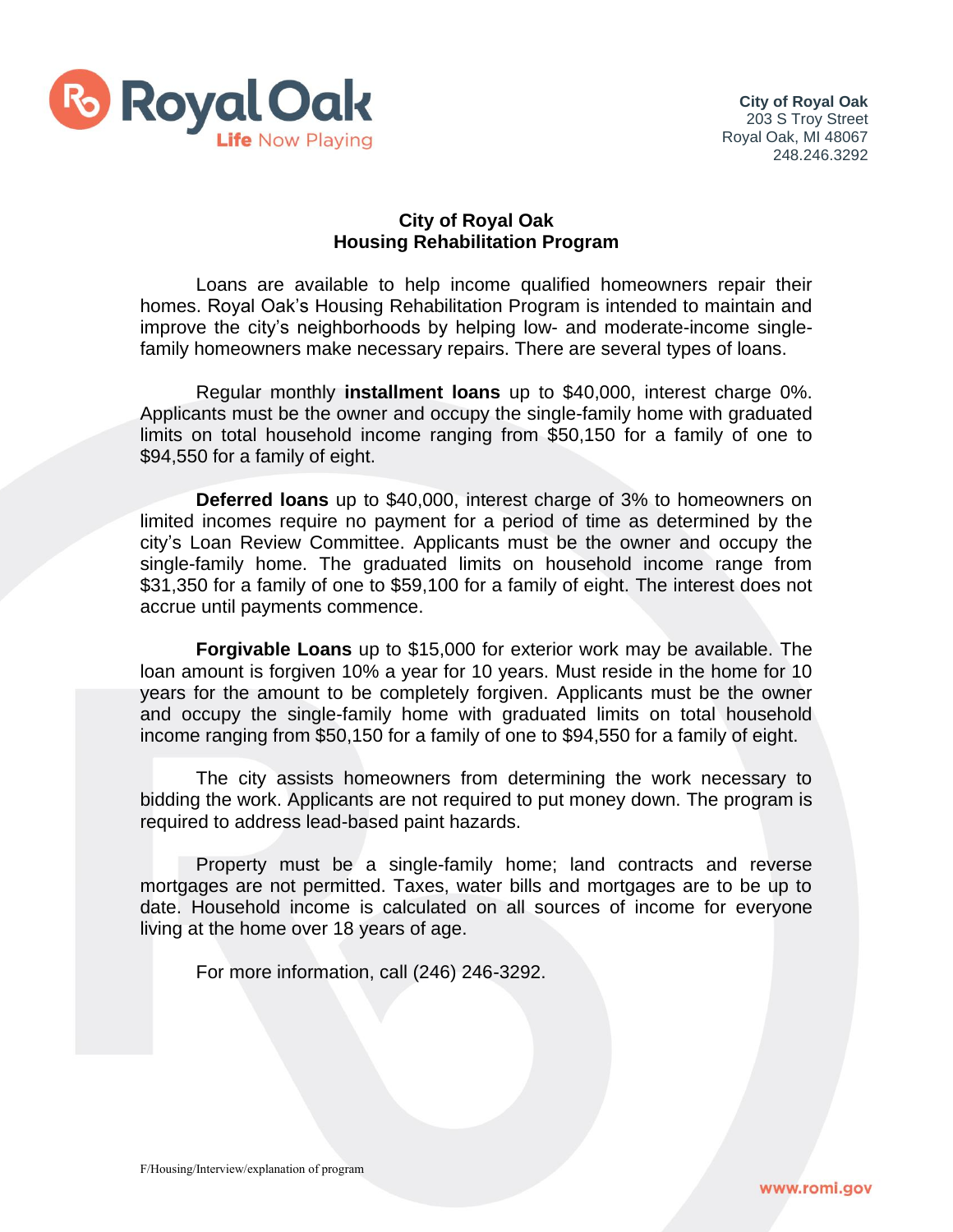City of Royal Oak
203 S Troy Street
Royal Oak, MI 48067
248.246.3292

## City of Royal Oak
## Housing Rehabilitation Program

Loans are available to help income qualified homeowners repair their homes. Royal Oak's Housing Rehabilitation Program is intended to maintain and improve the city's neighborhoods by helping low- and moderate-income single-family homeowners make necessary repairs. There are several types of loans.

Regular monthly **installment loans** up to $40,000, interest charge 0%. Applicants must be the owner and occupy the single-family home with graduated limits on total household income ranging from $50,150 for a family of one to $94,550 for a family of eight.

**Deferred loans** up to $40,000, interest charge of 3% to homeowners on limited incomes require no payment for a period of time as determined by the city's Loan Review Committee. Applicants must be the owner and occupy the single-family home. The graduated limits on household income range from $31,350 for a family of one to $59,100 for a family of eight. The interest does not accrue until payments commence.

**Forgivable Loans** up to $15,000 for exterior work may be available. The loan amount is forgiven 10% a year for 10 years. Must reside in the home for 10 years for the amount to be completely forgiven. Applicants must be the owner and occupy the single-family home with graduated limits on total household income ranging from $50,150 for a family of one to $94,550 for a family of eight.

The city assists homeowners from determining the work necessary to bidding the work. Applicants are not required to put money down. The program is required to address lead-based paint hazards.

Property must be a single-family home; land contracts and reverse mortgages are not permitted. Taxes, water bills and mortgages are to be up to date. Household income is calculated on all sources of income for everyone living at the home over 18 years of age.

For more information, call (246) 246-3292.

F/Housing/Interview/explanation of program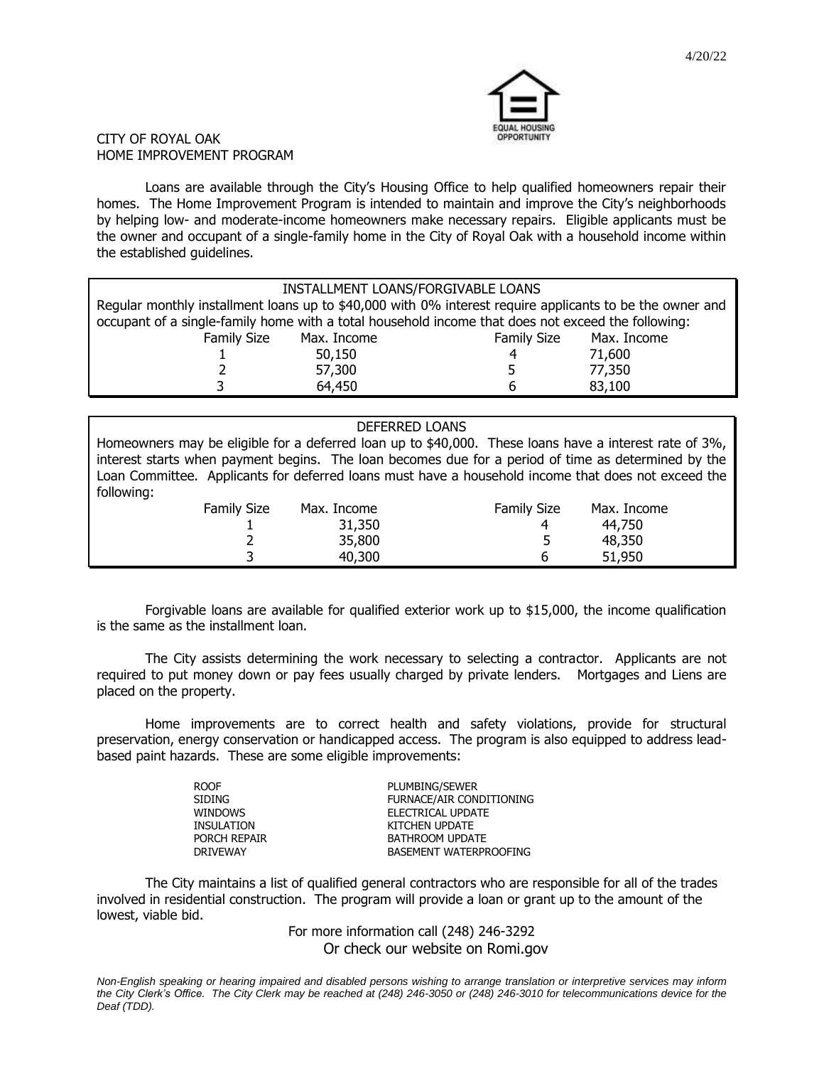4/20/22

EQUAL HOUSING OPPORTUNITY

CITY OF ROYAL OAK
HOME IMPROVEMENT PROGRAM

Loans are available through the City's Housing Office to help qualified homeowners repair their homes. The Home Improvement Program is intended to maintain and improve the City's neighborhoods by helping low- and moderate-income homeowners make necessary repairs. Eligible applicants must be the owner and occupant of a single-family home in the City of Royal Oak with a household income within the established guidelines.

**INSTALLMENT LOANS/FORGIVABLE LOANS**

Regular monthly installment loans up to $40,000 with 0% interest require applicants to be the owner and occupant of a single-family home with a total household income that does not exceed the following:

| Family Size | Max. Income | Family Size | Max. Income |
|---|---|---|---|
| 1 | 50,150 | 4 | 71,600 |
| 2 | 57,300 | 5 | 77,350 |
| 3 | 64,450 | 6 | 83,100 |

**DEFERRED LOANS**

Homeowners may be eligible for a deferred loan up to $40,000. These loans have a interest rate of 3%, interest starts when payment begins. The loan becomes due for a period of time as determined by the Loan Committee. Applicants for deferred loans must have a household income that does not exceed the following:

| Family Size | Max. Income | Family Size | Max. Income |
|---|---|---|---|
| 1 | 31,350 | 4 | 44,750 |
| 2 | 35,800 | 5 | 48,350 |
| 3 | 40,300 | 6 | 51,950 |

Forgivable loans are available for qualified exterior work up to $15,000, the income qualification is the same as the installment loan.

The City assists determining the work necessary to selecting a contractor. Applicants are not required to put money down or pay fees usually charged by private lenders. Mortgages and Liens are placed on the property.

Home improvements are to correct health and safety violations, provide for structural preservation, energy conservation or handicapped access. The program is also equipped to address lead-based paint hazards. These are some eligible improvements:

- ROOF
- SIDING
- WINDOWS
- INSULATION
- PORCH REPAIR
- DRIVEWAY
- PLUMBING/SEWER
- FURNACE/AIR CONDITIONING
- ELECTRICAL UPDATE
- KITCHEN UPDATE
- BATHROOM UPDATE
- BASEMENT WATERPROOFING

The City maintains a list of qualified general contractors who are responsible for all of the trades involved in residential construction. The program will provide a loan or grant up to the amount of the lowest, viable bid.

For more information call (248) 246-3292
Or check our website on Romi.gov

*Non-English speaking or hearing impaired and disabled persons wishing to arrange translation or interpretive services may inform the City Clerk's Office. The City Clerk may be reached at (248) 246-3050 or (248) 246-3010 for telecommunications device for the Deaf (TDD).*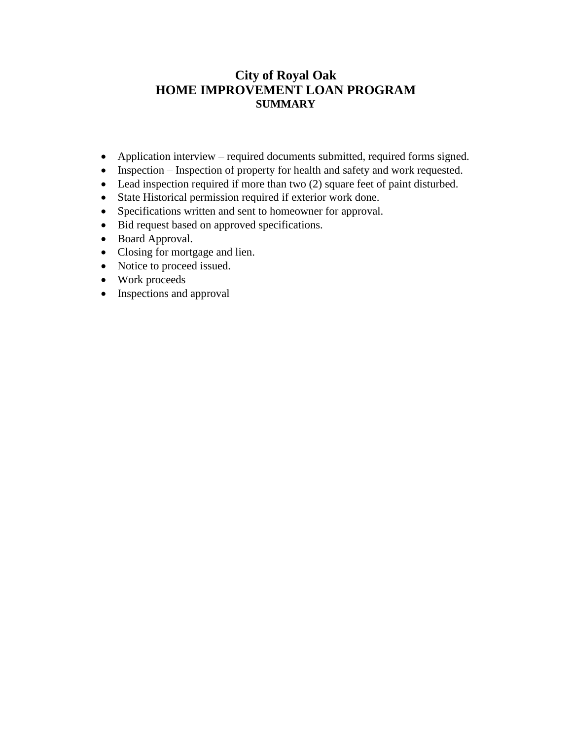# City of Royal Oak
## HOME IMPROVEMENT LOAN PROGRAM
### SUMMARY

- Application interview – required documents submitted, required forms signed.
- Inspection – Inspection of property for health and safety and work requested.
- Lead inspection required if more than two (2) square feet of paint disturbed.
- State Historical permission required if exterior work done.
- Specifications written and sent to homeowner for approval.
- Bid request based on approved specifications.
- Board Approval.
- Closing for mortgage and lien.
- Notice to proceed issued.
- Work proceeds
- Inspections and approval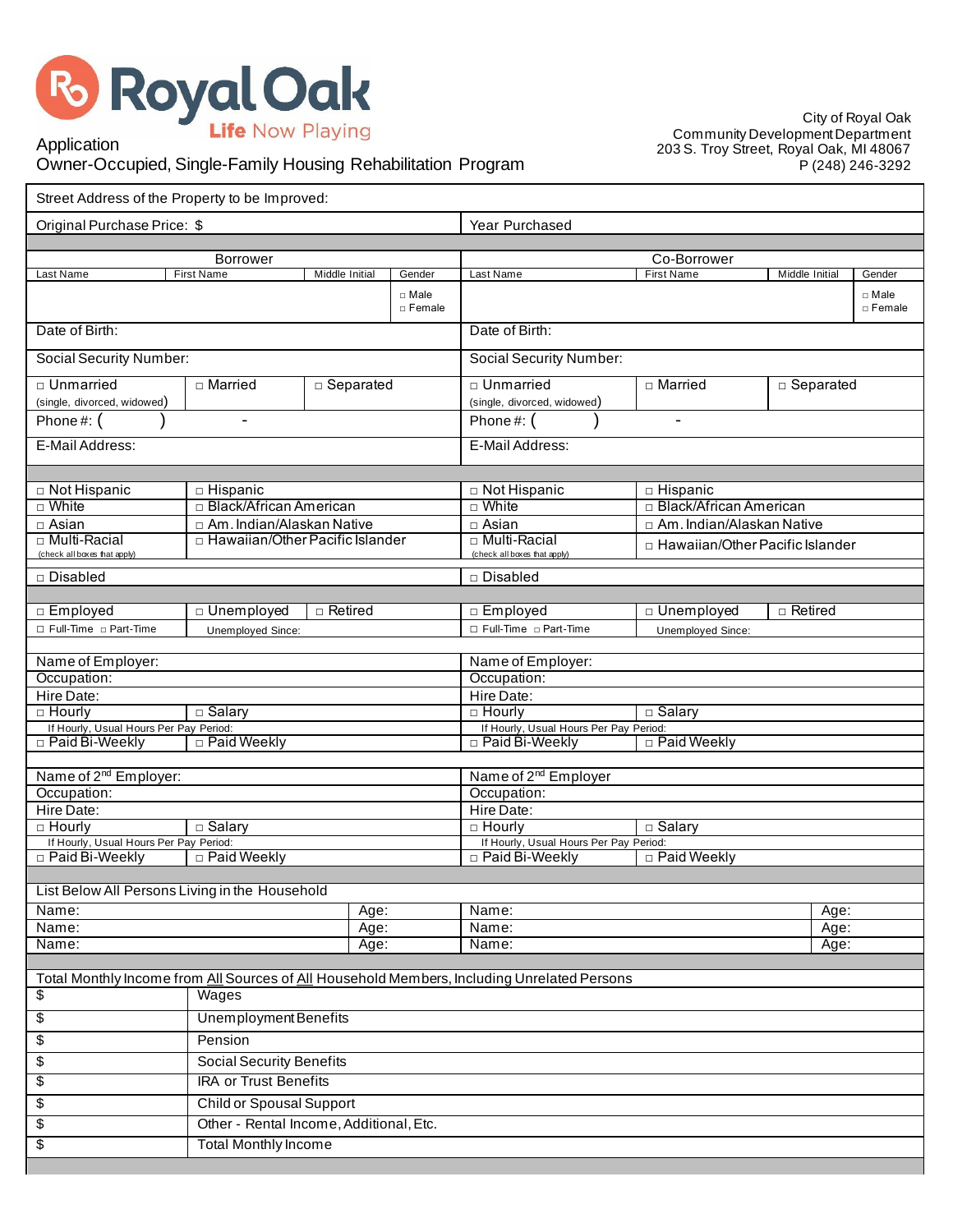Royal Oak
Life Now Playing

Application
Owner-Occupied, Single-Family Housing Rehabilitation Program

City of Royal Oak
Community Development Department
203 S. Troy Street, Royal Oak, MI 48067
P (248) 246-3292

| Street Address of the Property to be Improved: | |
|---|---|
| Original Purchase Price: $ | Year Purchased |

| Borrower | | | | Co-Borrower | | | |
|---|---|---|---|---|---|---|---|
| Last Name | First Name | Middle Initial | Gender | Last Name | First Name | Middle Initial | Gender |
| | | | □ Male □ Female | | | | □ Male □ Female |
| Date of Birth: | | | | Date of Birth: | | | |
| Social Security Number: | | | | Social Security Number: | | | |
| □ Unmarried (single, divorced, widowed) | □ Married | □ Separated | | □ Unmarried (single, divorced, widowed) | □ Married | □ Separated | |
| Phone #: ( ) - | | | | Phone #: ( ) - | | | |
| E-Mail Address: | | | | E-Mail Address: | | | |

| | | | |
|---|---|---|---|
| □ Not Hispanic | □ Hispanic | □ Not Hispanic | □ Hispanic |
| □ White | □ Black/African American | □ White | □ Black/African American |
| □ Asian | □ Am. Indian/Alaskan Native | □ Asian | □ Am. Indian/Alaskan Native |
| □ Multi-Racial (check all boxes that apply) | □ Hawaiian/Other Pacific Islander | □ Multi-Racial (check all boxes that apply) | □ Hawaiian/Other Pacific Islander |
| □ Disabled | | □ Disabled | |

| | | | | | |
|---|---|---|---|---|---|
| □ Employed | □ Unemployed | □ Retired | □ Employed | □ Unemployed | □ Retired |
| □ Full-Time □ Part-Time | Unemployed Since: | | □ Full-Time □ Part-Time | Unemployed Since: | |

| | | | |
|---|---|---|---|
| Name of Employer: | | Name of Employer: | |
| Occupation: | | Occupation: | |
| Hire Date: | | Hire Date: | |
| □ Hourly | □ Salary | □ Hourly | □ Salary |
| If Hourly, Usual Hours Per Pay Period: | | If Hourly, Usual Hours Per Pay Period: | |
| □ Paid Bi-Weekly | □ Paid Weekly | □ Paid Bi-Weekly | □ Paid Weekly |
| Name of 2nd Employer: | | Name of 2nd Employer | |
| Occupation: | | Occupation: | |
| Hire Date: | | Hire Date: | |
| □ Hourly | □ Salary | □ Hourly | □ Salary |
| If Hourly, Usual Hours Per Pay Period: | | If Hourly, Usual Hours Per Pay Period: | |
| □ Paid Bi-Weekly | □ Paid Weekly | □ Paid Bi-Weekly | □ Paid Weekly |

| List Below All Persons Living in the Household | | | |
|---|---|---|---|
| Name: | Age: | Name: | Age: |
| Name: | Age: | Name: | Age: |
| Name: | Age: | Name: | Age: |

| Total Monthly Income from All Sources of All Household Members, Including Unrelated Persons | |
|---|---|
| $ | Wages |
| $ | Unemployment Benefits |
| $ | Pension |
| $ | Social Security Benefits |
| $ | IRA or Trust Benefits |
| $ | Child or Spousal Support |
| $ | Other - Rental Income, Additional, Etc. |
| $ | Total Monthly Income |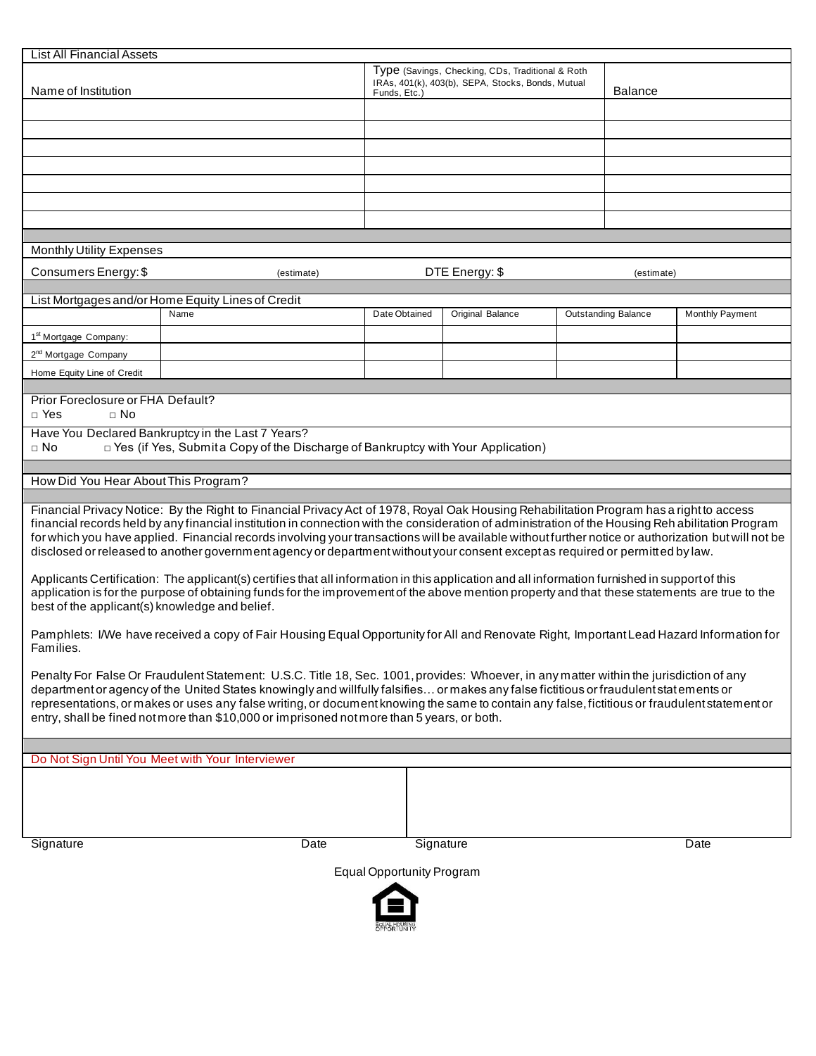**List All Financial Assets**

| Name of Institution | Type (Savings, Checking, CDs, Traditional & Roth IRAs, 401(k), 403(b), SEPA, Stocks, Bonds, Mutual Funds, Etc.) | Balance |
|---|---|---|
| | | |
| | | |
| | | |
| | | |
| | | |
| | | |
| | | |

**Monthly Utility Expenses**

Consumers Energy: $ (estimate) DTE Energy: $ (estimate)

**List Mortgages and/or Home Equity Lines of Credit**

| | Name | Date Obtained | Original Balance | Outstanding Balance | Monthly Payment |
|---|---|---|---|---|---|
| 1st Mortgage Company: | | | | | |
| 2nd Mortgage Company | | | | | |
| Home Equity Line of Credit | | | | | |

Prior Foreclosure or FHA Default?
□ Yes □ No

Have You Declared Bankruptcy in the Last 7 Years?
□ No □ Yes (if Yes, Submit a Copy of the Discharge of Bankruptcy with Your Application)

How Did You Hear About This Program?

Financial Privacy Notice: By the Right to Financial Privacy Act of 1978, Royal Oak Housing Rehabilitation Program has a right to access financial records held by any financial institution in connection with the consideration of administration of the Housing Rehabilitation Program for which you have applied. Financial records involving your transactions will be available without further notice or authorization but will not be disclosed or released to another government agency or department without your consent except as required or permitted by law.

Applicants Certification: The applicant(s) certifies that all information in this application and all information furnished in support of this application is for the purpose of obtaining funds for the improvement of the above mention property and that these statements are true to the best of the applicant(s) knowledge and belief.

Pamphlets: I/We have received a copy of Fair Housing Equal Opportunity for All and Renovate Right, Important Lead Hazard Information for Families.

Penalty For False Or Fraudulent Statement: U.S.C. Title 18, Sec. 1001, provides: Whoever, in any matter within the jurisdiction of any department or agency of the United States knowingly and willfully falsifies… or makes any false fictitious or fraudulent statements or representations, or makes or uses any false writing, or document knowing the same to contain any false, fictitious or fraudulent statement or entry, shall be fined not more than $10,000 or imprisoned not more than 5 years, or both.

Do Not Sign Until You Meet with Your Interviewer

| | |
|---|---|
| Signature Date | Signature Date |

Equal Opportunity Program

EQUAL HOUSING OPPORTUNITY